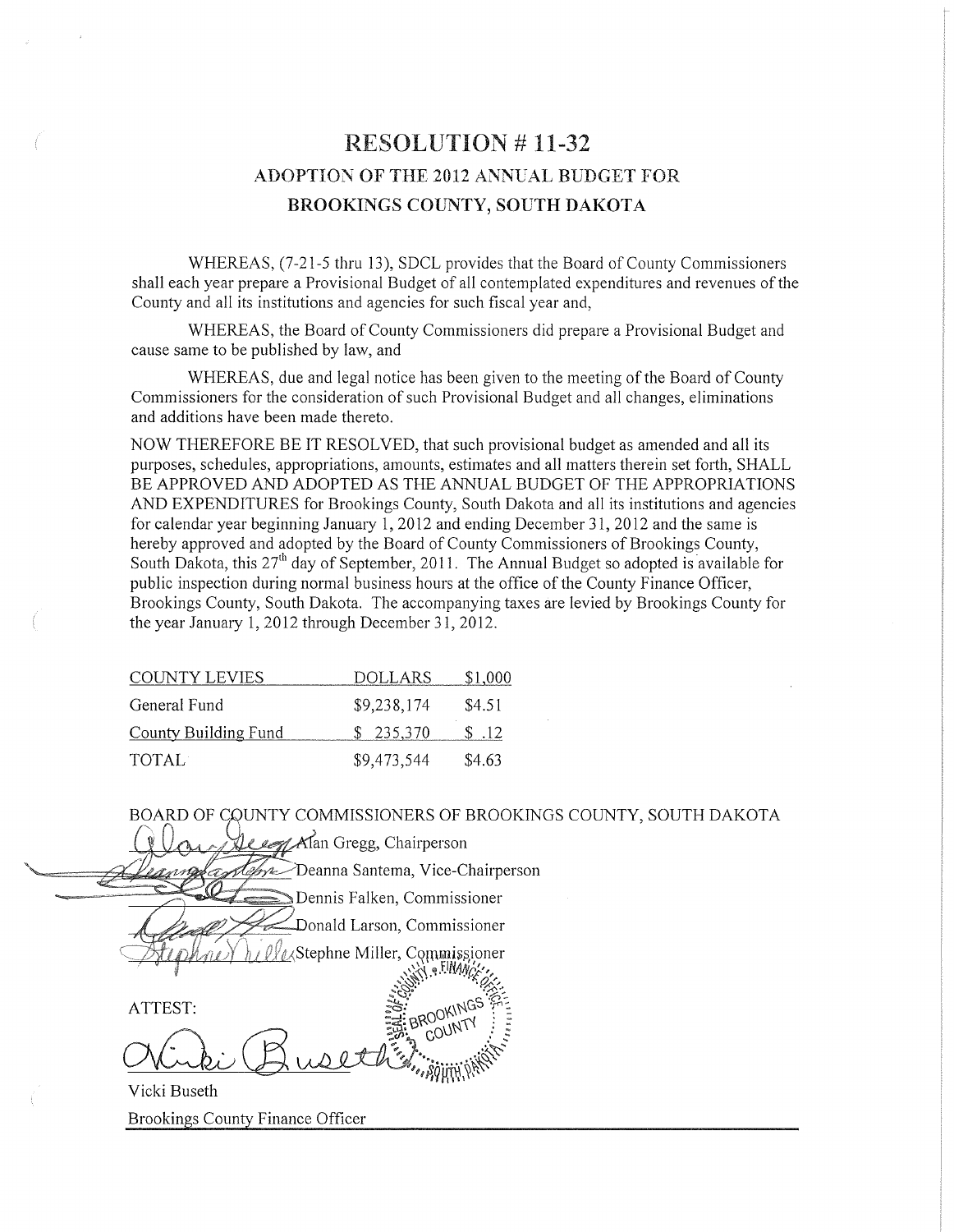# RESOLUTION # 11-32

## ADOPTION OF THE 2012 ANNUAL BUDGET FOR BROOKINGS COUNTY, SOUTH DAKOTA

WHEREAS, (7-21-5 thru 13), SDCL provides that the Board of County Commissioners shall each year prepare a Provisional Budget of all contemplated expenditures and revenues of the County and all its institutions and agencies for such fiscal year and,

WHEREAS, the Board of County Commissioners did prepare a Provisional Budget and cause same to be published by law, and

WHEREAS, due and legal notice has been given to the meeting of the Board of County Commissioners for the consideration of such Provisional Budget and all changes, eliminations and additions have been made thereto.

NOW THEREFORE BE IT RESOLVED, that such provisional budget as amended and all its purposes, schedules, appropriations, amounts, estimates and all matters therein set forth, SHALL BE APPROVED AND ADOPTED AS THE ANNUAL BUDGET OF THE APPROPRIATIONS AND EXPENDITURES for Brookings County, South Dakota and all its institutions and agencies for calendar year beginning January 1, 2012 and ending December 31, 2012 and the same is hereby approved and adopted by the Board of County Commissioners of Brookings County, South Dakota, this 27th day of September, 2011. The Annual Budget so adopted is available for public inspection during normal business hours at the office of the County Finance Officer, Brookings County, South Dakota. The accompanying taxes are levied by Brookings County for the year January 1, 2012 through December 31, 2012.

| COUNTY LEVIES | DOLLARS | $1,000 |
|---|---|---|
| General Fund | $9,238,174 | $4.51 |
| County Building Fund | $ 235,370 | $ .12 |
| TOTAL | $9,473,544 | $4.63 |

BOARD OF COUNTY COMMISSIONERS OF BROOKINGS COUNTY, SOUTH DAKOTA

Alan Gregg, Chairperson

Deanna Santema, Vice-Chairperson

Dennis Falken, Commissioner

Donald Larson, Commissioner

Stephne Miller, Commissioner

ATTEST:

Vicki Buseth

Brookings County Finance Officer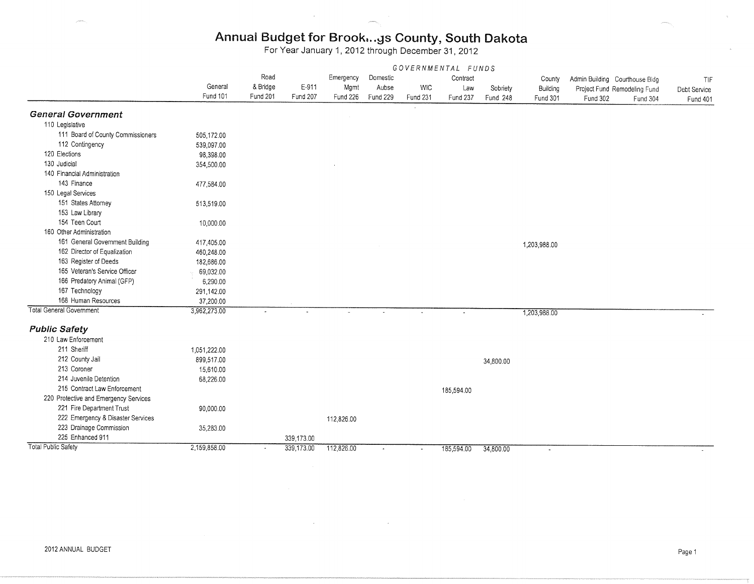# Annual Budget for Brook...gs County, South Dakota

For Year January 1, 2012 through December 31, 2012

| | GOVERNMENTAL FUNDS | | | | | | | | | | | |
|---|---|---|---|---|---|---|---|---|---|---|---|---|
| | General Fund 101 | Road & Bridge Fund 201 | E-911 Fund 207 | Emergency Mgmt Fund 226 | Domestic Aubse Fund 229 | WIC Fund 231 | Contract Law Fund 237 | Sobriety Fund 248 | County Building Fund 301 | Admin Building Project Fund Fund 302 | Courthouse Bldg Remodeling Fund Fund 304 | TIF Debt Service Fund 401 |
| ***General Government*** | | | | | | | | | | | | |
| 110 Legislative | | | | | | | | | | | | |
| 111 Board of County Commissioners | 505,172.00 | | | | | | | | | | | |
| 112 Contingency | 539,097.00 | | | | | | | | | | | |
| 120 Elections | 98,398.00 | | | | | | | | | | | |
| 130 Judicial | 354,500.00 | | | | | | | | | | | |
| 140 Financial Administration | | | | | | | | | | | | |
| 143 Finance | 477,584.00 | | | | | | | | | | | |
| 150 Legal Services | | | | | | | | | | | | |
| 151 States Attorney | 513,519.00 | | | | | | | | | | | |
| 153 Law Library | | | | | | | | | | | | |
| 154 Teen Court | 10,000.00 | | | | | | | | | | | |
| 160 Other Administration | | | | | | | | | | | | |
| 161 General Government Building | 417,405.00 | | | | | | | | 1,203,988.00 | | | |
| 162 Director of Equalization | 460,248.00 | | | | | | | | | | | |
| 163 Register of Deeds | 182,686.00 | | | | | | | | | | | |
| 165 Veteran's Service Officer | 69,032.00 | | | | | | | | | | | |
| 166 Predatory Animal (GFP) | 6,290.00 | | | | | | | | | | | |
| 167 Technology | 291,142.00 | | | | | | | | | | | |
| 168 Human Resources | 37,200.00 | | | | | | | | | | | |
| Total General Government | 3,962,273.00 | - | - | - | - | - | - | | 1,203,988.00 | | | - |
| ***Public Safety*** | | | | | | | | | | | | |
| 210 Law Enforcement | | | | | | | | | | | | |
| 211 Sheriff | 1,051,222.00 | | | | | | | | | | | |
| 212 County Jail | 899,517.00 | | | | | | | 34,800.00 | | | | |
| 213 Coroner | 15,610.00 | | | | | | | | | | | |
| 214 Juvenile Detention | 68,226.00 | | | | | | | | | | | |
| 215 Contract Law Enforcement | | | | | | | 185,594.00 | | | | | |
| 220 Protective and Emergency Services | | | | | | | | | | | | |
| 221 Fire Department Trust | 90,000.00 | | | | | | | | | | | |
| 222 Emergency & Disaster Services | | | | 112,826.00 | | | | | | | | |
| 223 Drainage Commission | 35,283.00 | | | | | | | | | | | |
| 225 Enhanced 911 | | | 339,173.00 | | | | | | | | | |
| Total Public Safety | 2,159,858.00 | - | 339,173.00 | 112,826.00 | - | - | 185,594.00 | 34,800.00 | - | | | - |

2012 ANNUAL BUDGET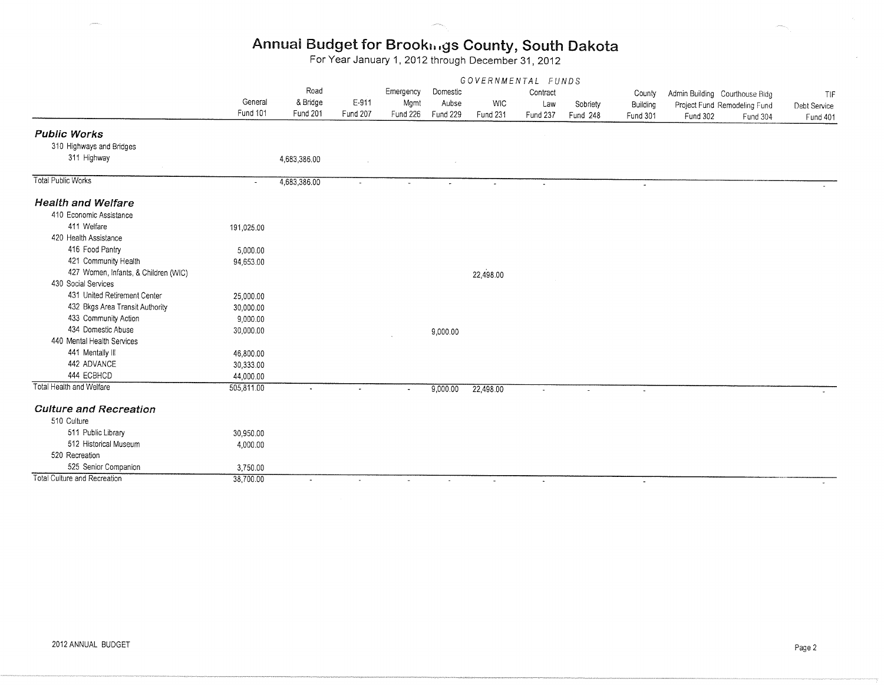# Annual Budget for Brookings County, South Dakota

For Year January 1, 2012 through December 31, 2012

| | General Fund 101 | Road & Bridge Fund 201 | E-911 Fund 207 | Emergency Mgmt Fund 226 | Domestic Aubse Fund 229 | WIC Fund 231 | Contract Law Fund 237 | Sobriety Fund 248 | County Building Fund 301 | Admin Building Project Fund Fund 302 | Courthouse Bldg Remodeling Fund Fund 304 | TIF Debt Service Fund 401 |
|---|---|---|---|---|---|---|---|---|---|---|---|---|
| | GOVERNMENTAL FUNDS | | | | | | | | | | | |
| ***Public Works*** | | | | | | | | | | | | |
| 310 Highways and Bridges | | | | | | | | | | | | |
| 311 Highway | | 4,683,386.00 | | | | | | | | | | |
| Total Public Works | - | 4,683,386.00 | - | - | - | - | - | | - | | | - |
| ***Health and Welfare*** | | | | | | | | | | | | |
| 410 Economic Assistance | | | | | | | | | | | | |
| 411 Welfare | 191,025.00 | | | | | | | | | | | |
| 420 Health Assistance | | | | | | | | | | | | |
| 416 Food Pantry | 5,000.00 | | | | | | | | | | | |
| 421 Community Health | 94,653.00 | | | | | | | | | | | |
| 427 Women, Infants, & Children (WIC) | | | | | | 22,498.00 | | | | | | |
| 430 Social Services | | | | | | | | | | | | |
| 431 United Retirement Center | 25,000.00 | | | | | | | | | | | |
| 432 Bkgs Area Transit Authority | 30,000.00 | | | | | | | | | | | |
| 433 Community Action | 9,000.00 | | | | | | | | | | | |
| 434 Domestic Abuse | 30,000.00 | | | | 9,000.00 | | | | | | | |
| 440 Mental Health Services | | | | | | | | | | | | |
| 441 Mentally Ill | 46,800.00 | | | | | | | | | | | |
| 442 ADVANCE | 30,333.00 | | | | | | | | | | | |
| 444 ECBHCD | 44,000.00 | | | | | | | | | | | |
| Total Health and Welfare | 505,811.00 | - | - | - | 9,000.00 | 22,498.00 | - | - | - | | | - |
| ***Culture and Recreation*** | | | | | | | | | | | | |
| 510 Culture | | | | | | | | | | | | |
| 511 Public Library | 30,950.00 | | | | | | | | | | | |
| 512 Historical Museum | 4,000.00 | | | | | | | | | | | |
| 520 Recreation | | | | | | | | | | | | |
| 525 Senior Companion | 3,750.00 | | | | | | | | | | | |
| Total Culture and Recreation | 38,700.00 | - | - | - | - | - | - | | - | | | - |

2012 ANNUAL BUDGET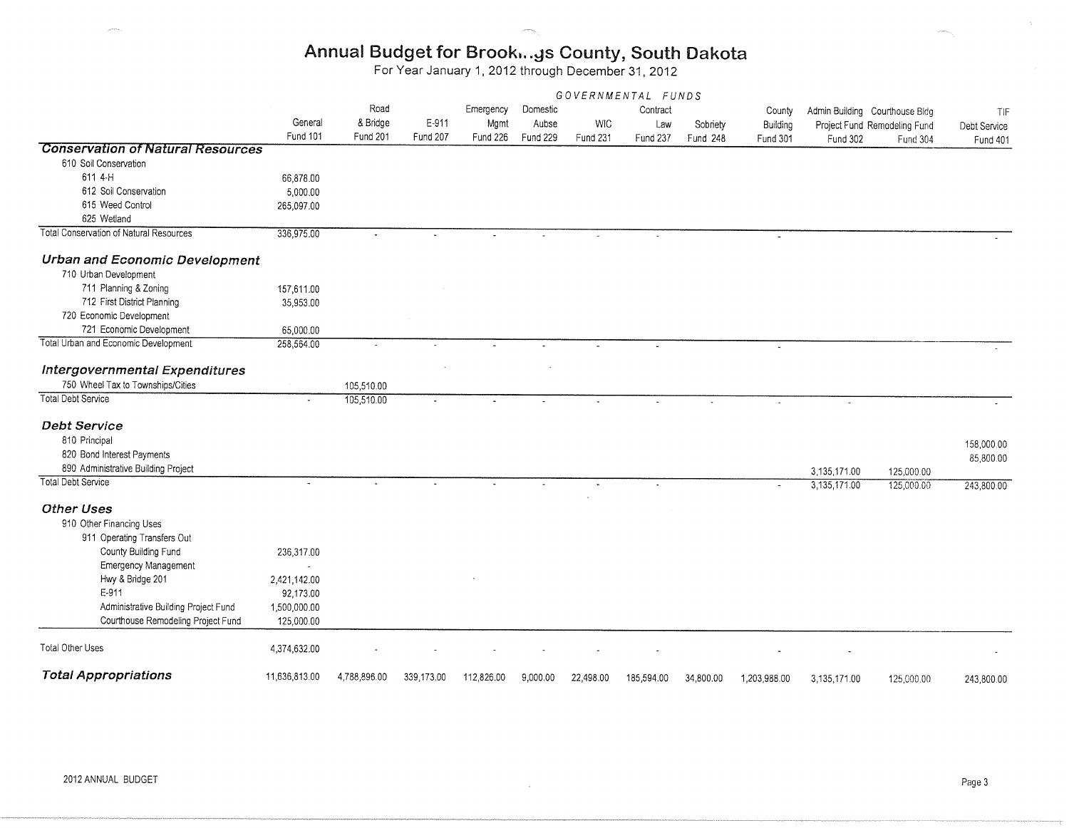# Annual Budget for Brookings County, South Dakota

For Year January 1, 2012 through December 31, 2012

| | GOVERNMENTAL FUNDS | | | | | | | | | | | |
|---|---|---|---|---|---|---|---|---|---|---|---|---|
| | General Fund 101 | Road & Bridge Fund 201 | E-911 Fund 207 | Emergency Mgmt Fund 226 | Domestic Aubse Fund 229 | WIC Fund 231 | Contract Law Fund 237 | Sobriety Fund 248 | County Building Fund 301 | Admin Building Project Fund Fund 302 | Courthouse Bldg Remodeling Fund Fund 304 | TIF Debt Service Fund 401 |
| **Conservation of Natural Resources** | | | | | | | | | | | | |
| 610 Soil Conservation | | | | | | | | | | | | |
| 611 4-H | 66,878.00 | | | | | | | | | | | |
| 612 Soil Conservation | 5,000.00 | | | | | | | | | | | |
| 615 Weed Control | 265,097.00 | | | | | | | | | | | |
| 625 Wetland | | | | | | | | | | | | |
| Total Conservation of Natural Resources | 336,975.00 | - | - | - | - | - | - | | - | | | - |
| **Urban and Economic Development** | | | | | | | | | | | | |
| 710 Urban Development | | | | | | | | | | | | |
| 711 Planning & Zoning | 157,611.00 | | | | | | | | | | | |
| 712 First District Planning | 35,953.00 | | | | | | | | | | | |
| 720 Economic Development | | | | | | | | | | | | |
| 721 Economic Development | 65,000.00 | | | | | | | | | | | |
| Total Urban and Economic Development | 258,564.00 | - | - | - | - | - | - | | - | | | - |
| **Intergovernmental Expenditures** | | | | | | | | | | | | |
| 750 Wheel Tax to Townships/Cities | | 105,510.00 | | | | | | | | | | |
| Total Debt Service | - | 105,510.00 | - | - | - | - | - | - | - | - | | - |
| **Debt Service** | | | | | | | | | | | | |
| 810 Principal | | | | | | | | | | | | 158,000.00 |
| 820 Bond Interest Payments | | | | | | | | | | | | 85,800.00 |
| 890 Administrative Building Project | | | | | | | | | | 3,135,171.00 | 125,000.00 | |
| Total Debt Service | - | - | - | - | - | - | - | | - | 3,135,171.00 | 125,000.00 | 243,800.00 |
| **Other Uses** | | | | | | | | | | | | |
| 910 Other Financing Uses | | | | | | | | | | | | |
| 911 Operating Transfers Out | | | | | | | | | | | | |
| County Building Fund | 236,317.00 | | | | | | | | | | | |
| Emergency Management | - | | | | | | | | | | | |
| Hwy & Bridge 201 | 2,421,142.00 | | | | | | | | | | | |
| E-911 | 92,173.00 | | | | | | | | | | | |
| Administrative Building Project Fund | 1,500,000.00 | | | | | | | | | | | |
| Courthouse Remodeling Project Fund | 125,000.00 | | | | | | | | | | | |
| Total Other Uses | 4,374,632.00 | - | - | - | - | - | - | | - | - | | - |
| **Total Appropriations** | 11,636,813.00 | 4,788,896.00 | 339,173.00 | 112,826.00 | 9,000.00 | 22,498.00 | 185,594.00 | 34,800.00 | 1,203,988.00 | 3,135,171.00 | 125,000.00 | 243,800.00 |

2012 ANNUAL BUDGET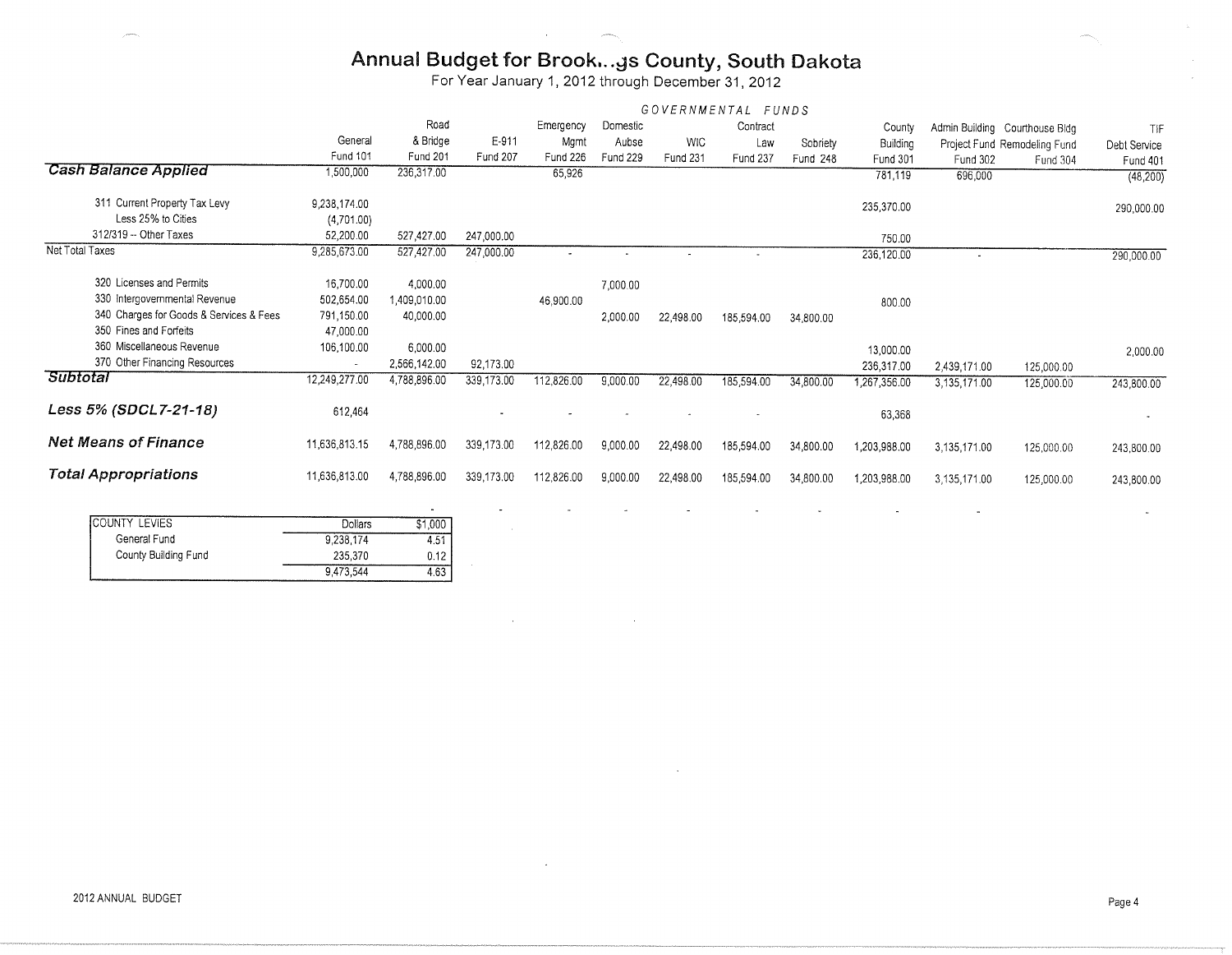# Annual Budget for Brook...gs County, South Dakota

For Year January 1, 2012 through December 31, 2012

| | General Fund 101 | Road & Bridge Fund 201 | E-911 Fund 207 | Emergency Mgmt Fund 226 | Domestic Aubse Fund 229 | WIC Fund 231 | Contract Law Fund 237 | Sobriety Fund 248 | County Building Fund 301 | Admin Building Project Fund Fund 302 | Courthouse Bldg Remodeling Fund Fund 304 | TIF Debt Service Fund 401 |
|---|---|---|---|---|---|---|---|---|---|---|---|---|
| | GOVERNMENTAL FUNDS | | | | | | | | | | | |
| **Cash Balance Applied** | 1,500,000 | 236,317.00 | | 65,926 | | | | | 781,119 | 696,000 | | (48,200) |
| 311 Current Property Tax Levy | 9,238,174.00 | | | | | | | | 235,370.00 | | | 290,000.00 |
| Less 25% to Cities | (4,701.00) | | | | | | | | | | | |
| 312/319 -- Other Taxes | 52,200.00 | 527,427.00 | 247,000.00 | | | | | | 750.00 | | | |
| Net Total Taxes | 9,285,673.00 | 527,427.00 | 247,000.00 | - | - | - | - | | 236,120.00 | - | | 290,000.00 |
| 320 Licenses and Permits | 16,700.00 | 4,000.00 | | | 7,000.00 | | | | | | | |
| 330 Intergovernmental Revenue | 502,654.00 | 1,409,010.00 | | 46,900.00 | | | | | 800.00 | | | |
| 340 Charges for Goods & Services & Fees | 791,150.00 | 40,000.00 | | | 2,000.00 | 22,498.00 | 185,594.00 | 34,800.00 | | | | |
| 350 Fines and Forfeits | 47,000.00 | | | | | | | | | | | |
| 360 Miscellaneous Revenue | 106,100.00 | 6,000.00 | | | | | | | 13,000.00 | | | 2,000.00 |
| 370 Other Financing Resources | - | 2,566,142.00 | 92,173.00 | | | | | | 236,317.00 | 2,439,171.00 | 125,000.00 | |
| **Subtotal** | 12,249,277.00 | 4,788,896.00 | 339,173.00 | 112,826.00 | 9,000.00 | 22,498.00 | 185,594.00 | 34,800.00 | 1,267,356.00 | 3,135,171.00 | 125,000.00 | 243,800.00 |
| **Less 5% (SDCL7-21-18)** | 612,464 | | - | - | - | - | - | | 63,368 | | | - |
| **Net Means of Finance** | 11,636,813.15 | 4,788,896.00 | 339,173.00 | 112,826.00 | 9,000.00 | 22,498.00 | 185,594.00 | 34,800.00 | 1,203,988.00 | 3,135,171.00 | 125,000.00 | 243,800.00 |
| **Total Appropriations** | 11,636,813.00 | 4,788,896.00 | 339,173.00 | 112,826.00 | 9,000.00 | 22,498.00 | 185,594.00 | 34,800.00 | 1,203,988.00 | 3,135,171.00 | 125,000.00 | 243,800.00 |
| | - | - | - | - | - | - | - | - | - | - | | - |

| COUNTY LEVIES | Dollars | $1,000 |
|---|---|---|
| General Fund | 9,238,174 | 4.51 |
| County Building Fund | 235,370 | 0.12 |
| | 9,473,544 | 4.63 |

2012 ANNUAL BUDGET